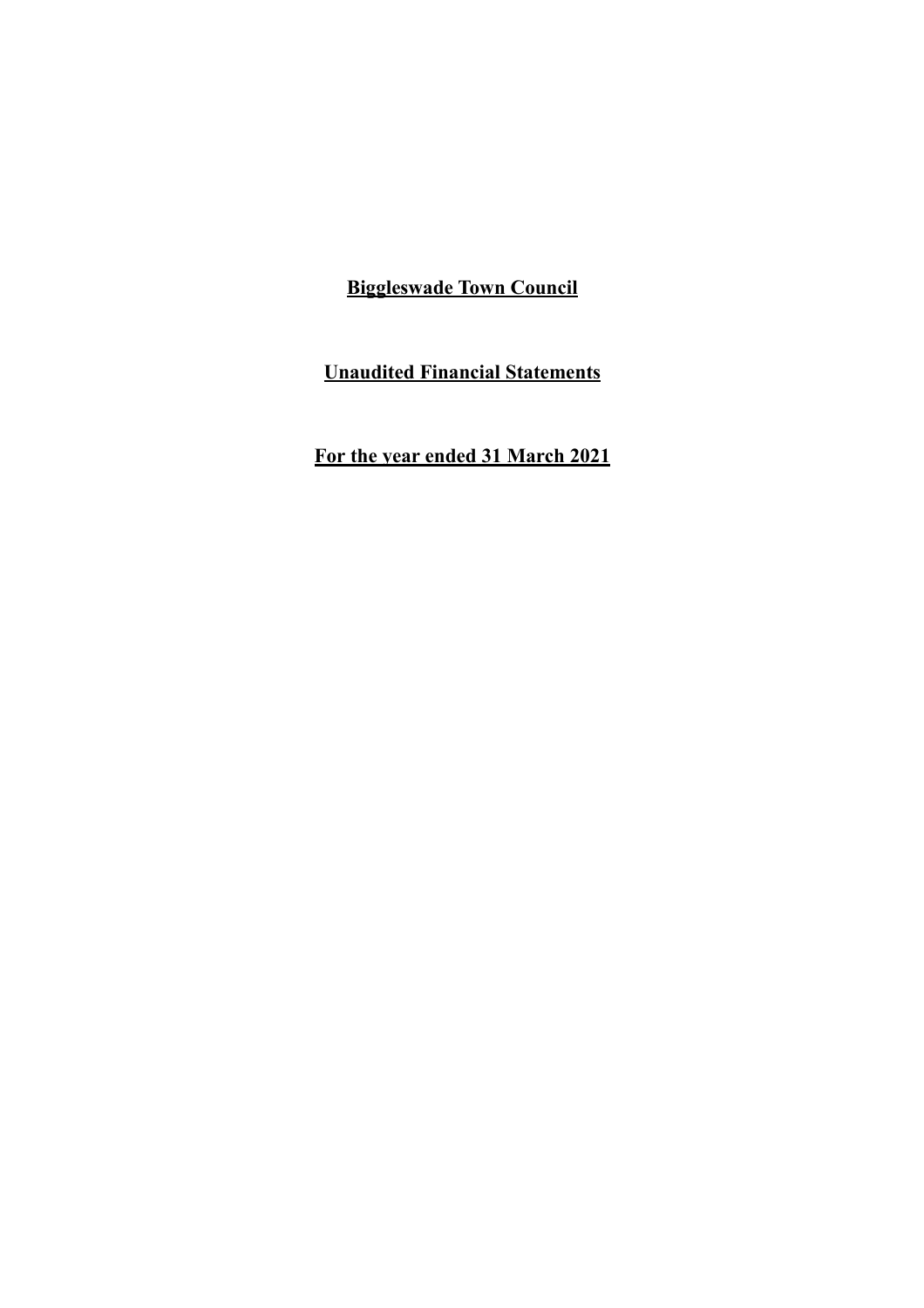# Biggleswade Town Council

## Unaudited Financial Statements

## For the year ended 31 March 2021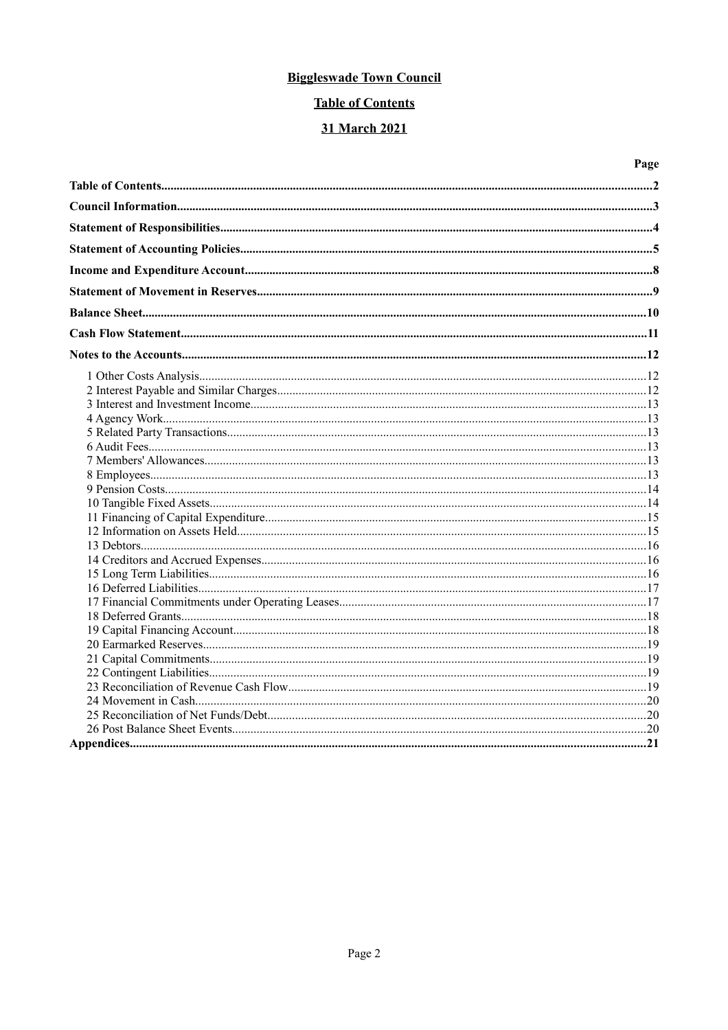**Biggleswade Town Council**

**Table of Contents**

**31 March 2021**

| | Page |
|---|---|
| **Table of Contents** | **2** |
| **Council Information** | **3** |
| **Statement of Responsibilities** | **4** |
| **Statement of Accounting Policies** | **5** |
| **Income and Expenditure Account** | **8** |
| **Statement of Movement in Reserves** | **9** |
| **Balance Sheet** | **10** |
| **Cash Flow Statement** | **11** |
| **Notes to the Accounts** | **12** |
| 1 Other Costs Analysis | 12 |
| 2 Interest Payable and Similar Charges | 12 |
| 3 Interest and Investment Income | 13 |
| 4 Agency Work | 13 |
| 5 Related Party Transactions | 13 |
| 6 Audit Fees | 13 |
| 7 Members' Allowances | 13 |
| 8 Employees | 13 |
| 9 Pension Costs | 14 |
| 10 Tangible Fixed Assets | 14 |
| 11 Financing of Capital Expenditure | 15 |
| 12 Information on Assets Held | 15 |
| 13 Debtors | 16 |
| 14 Creditors and Accrued Expenses | 16 |
| 15 Long Term Liabilities | 16 |
| 16 Deferred Liabilities | 17 |
| 17 Financial Commitments under Operating Leases | 17 |
| 18 Deferred Grants | 18 |
| 19 Capital Financing Account | 18 |
| 20 Earmarked Reserves | 19 |
| 21 Capital Commitments | 19 |
| 22 Contingent Liabilities | 19 |
| 23 Reconciliation of Revenue Cash Flow | 19 |
| 24 Movement in Cash | 20 |
| 25 Reconciliation of Net Funds/Debt | 20 |
| 26 Post Balance Sheet Events | 20 |
| **Appendices** | **21** |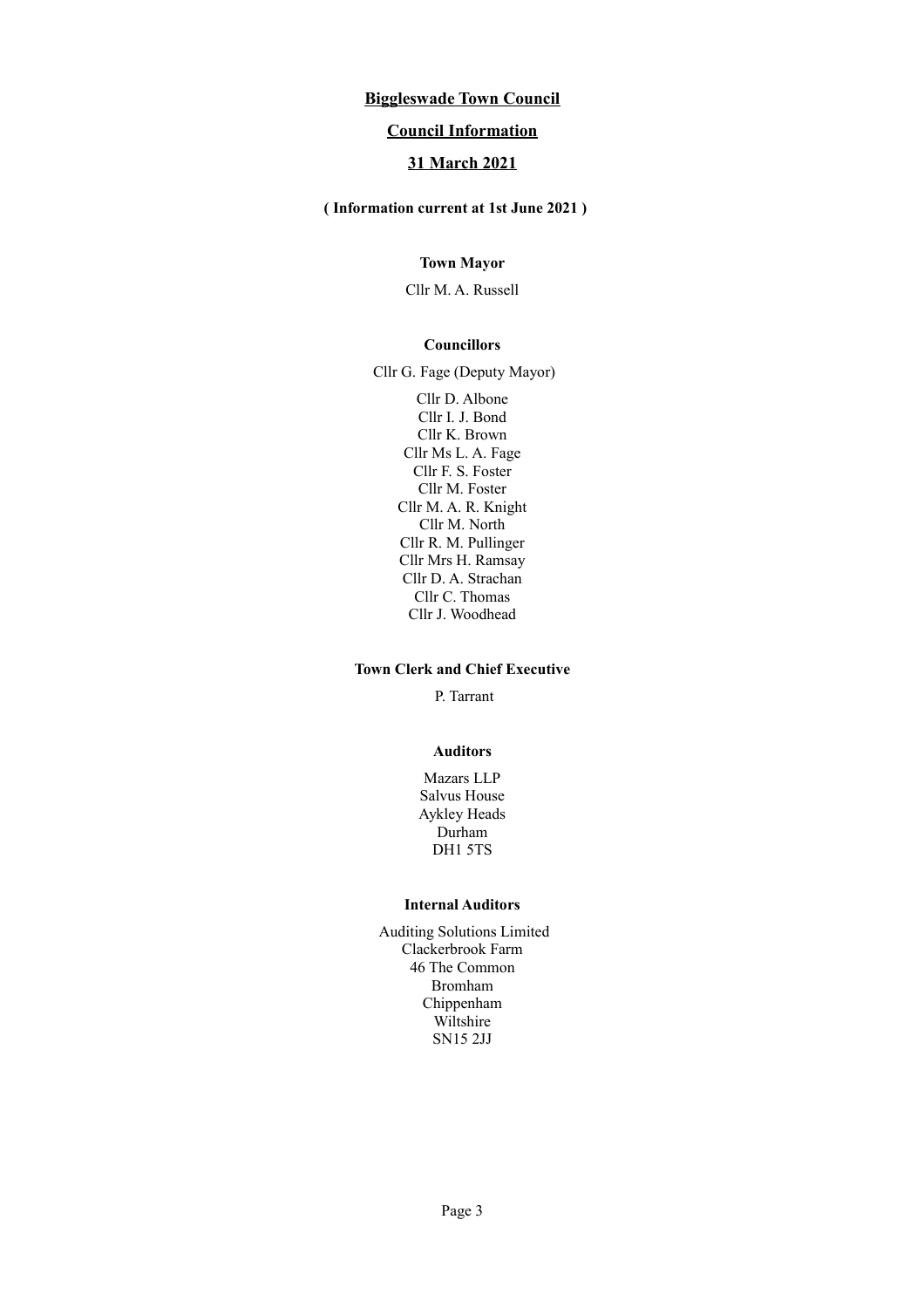# Biggleswade Town Council

## Council Information

## 31 March 2021

**( Information current at 1st June 2021 )**

### Town Mayor

Cllr M. A. Russell

### Councillors

Cllr G. Fage (Deputy Mayor)

Cllr D. Albone
Cllr I. J. Bond
Cllr K. Brown
Cllr Ms L. A. Fage
Cllr F. S. Foster
Cllr M. Foster
Cllr M. A. R. Knight
Cllr M. North
Cllr R. M. Pullinger
Cllr Mrs H. Ramsay
Cllr D. A. Strachan
Cllr C. Thomas
Cllr J. Woodhead

### Town Clerk and Chief Executive

P. Tarrant

### Auditors

Mazars LLP
Salvus House
Aykley Heads
Durham
DH1 5TS

### Internal Auditors

Auditing Solutions Limited
Clackerbrook Farm
46 The Common
Bromham
Chippenham
Wiltshire
SN15 2JJ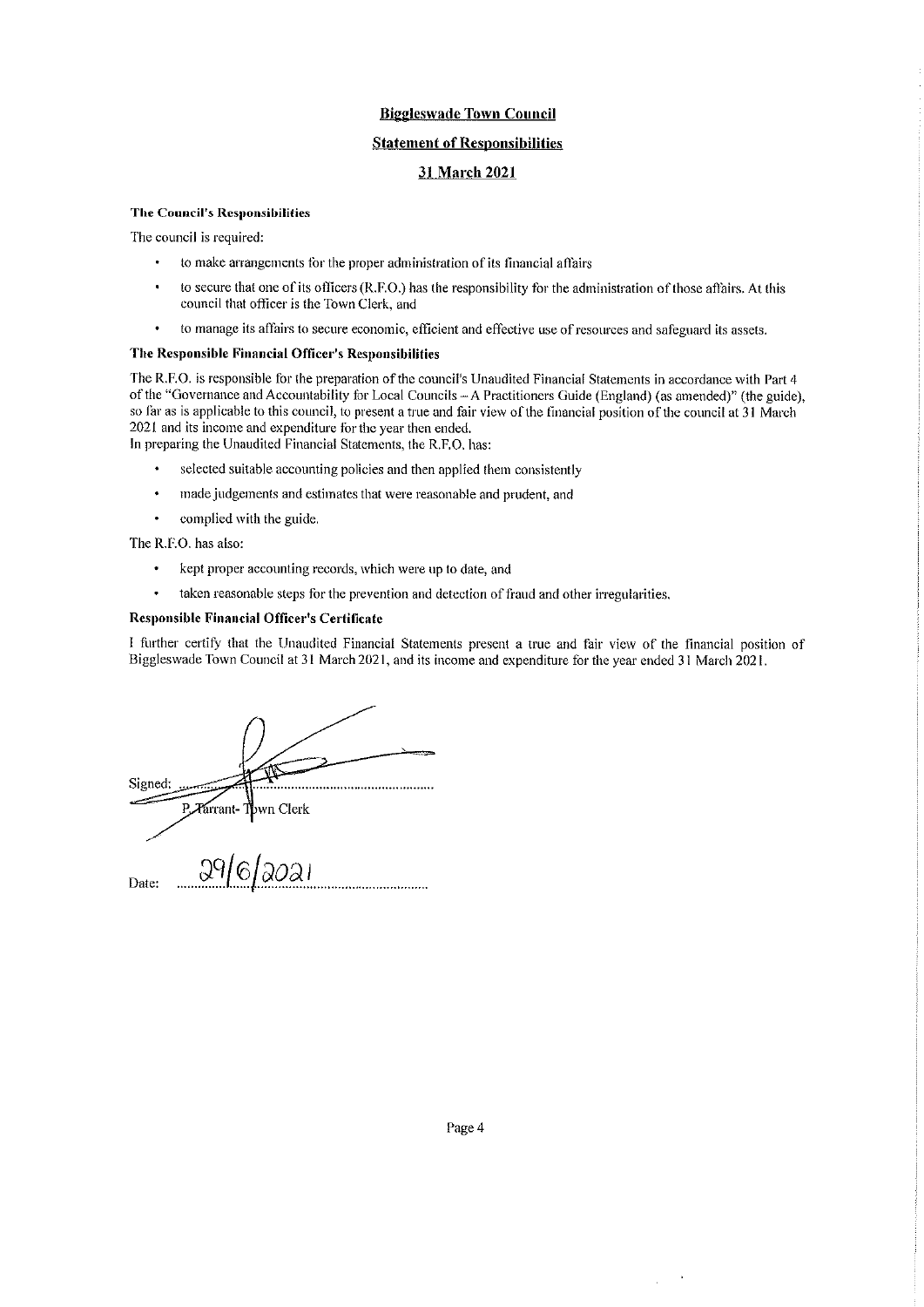# Biggleswade Town Council

## Statement of Responsibilities

## 31 March 2021

### The Council's Responsibilities

The council is required:

- to make arrangements for the proper administration of its financial affairs
- to secure that one of its officers (R.F.O.) has the responsibility for the administration of those affairs. At this council that officer is the Town Clerk, and
- to manage its affairs to secure economic, efficient and effective use of resources and safeguard its assets.

### The Responsible Financial Officer's Responsibilities

The R.F.O. is responsible for the preparation of the council's Unaudited Financial Statements in accordance with Part 4 of the "Governance and Accountability for Local Councils – A Practitioners Guide (England) (as amended)" (the guide), so far as is applicable to this council, to present a true and fair view of the financial position of the council at 31 March 2021 and its income and expenditure for the year then ended.

In preparing the Unaudited Financial Statements, the R.F.O. has:

- selected suitable accounting policies and then applied them consistently
- made judgements and estimates that were reasonable and prudent, and
- complied with the guide.

The R.F.O. has also:

- kept proper accounting records, which were up to date, and
- taken reasonable steps for the prevention and detection of fraud and other irregularities.

### Responsible Financial Officer's Certificate

I further certify that the Unaudited Financial Statements present a true and fair view of the financial position of Biggleswade Town Council at 31 March 2021, and its income and expenditure for the year ended 31 March 2021.

Signed: ..................................................

P. Tarrant- Town Clerk

Date: 29/6/2021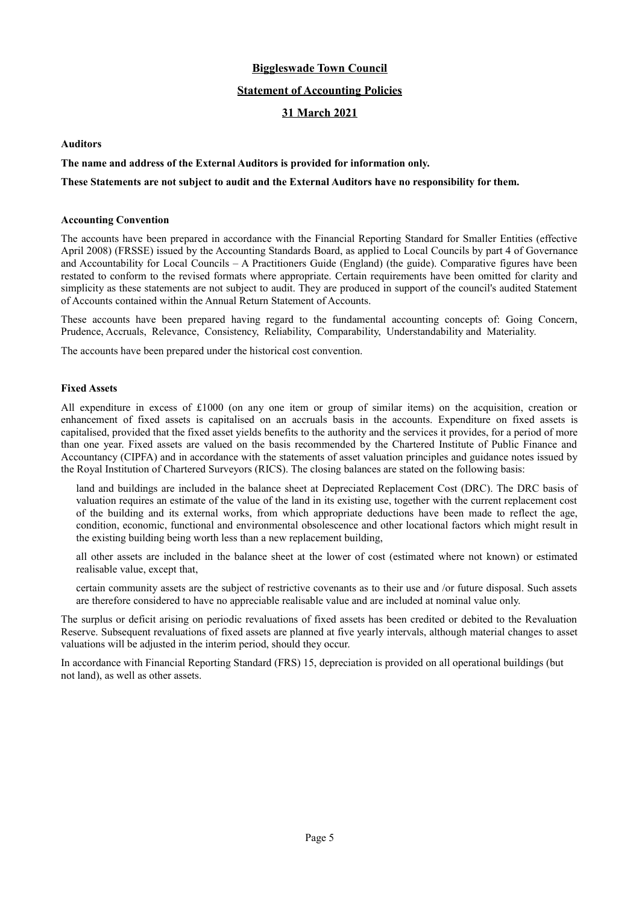# Biggleswade Town Council

## Statement of Accounting Policies

## 31 March 2021

**Auditors**

**The name and address of the External Auditors is provided for information only.**

**These Statements are not subject to audit and the External Auditors have no responsibility for them.**

**Accounting Convention**

The accounts have been prepared in accordance with the Financial Reporting Standard for Smaller Entities (effective April 2008) (FRSSE) issued by the Accounting Standards Board, as applied to Local Councils by part 4 of Governance and Accountability for Local Councils – A Practitioners Guide (England) (the guide). Comparative figures have been restated to conform to the revised formats where appropriate. Certain requirements have been omitted for clarity and simplicity as these statements are not subject to audit. They are produced in support of the council's audited Statement of Accounts contained within the Annual Return Statement of Accounts.

These accounts have been prepared having regard to the fundamental accounting concepts of: Going Concern, Prudence, Accruals, Relevance, Consistency, Reliability, Comparability, Understandability and Materiality.

The accounts have been prepared under the historical cost convention.

**Fixed Assets**

All expenditure in excess of £1000 (on any one item or group of similar items) on the acquisition, creation or enhancement of fixed assets is capitalised on an accruals basis in the accounts. Expenditure on fixed assets is capitalised, provided that the fixed asset yields benefits to the authority and the services it provides, for a period of more than one year. Fixed assets are valued on the basis recommended by the Chartered Institute of Public Finance and Accountancy (CIPFA) and in accordance with the statements of asset valuation principles and guidance notes issued by the Royal Institution of Chartered Surveyors (RICS). The closing balances are stated on the following basis:

land and buildings are included in the balance sheet at Depreciated Replacement Cost (DRC). The DRC basis of valuation requires an estimate of the value of the land in its existing use, together with the current replacement cost of the building and its external works, from which appropriate deductions have been made to reflect the age, condition, economic, functional and environmental obsolescence and other locational factors which might result in the existing building being worth less than a new replacement building,

all other assets are included in the balance sheet at the lower of cost (estimated where not known) or estimated realisable value, except that,

certain community assets are the subject of restrictive covenants as to their use and /or future disposal. Such assets are therefore considered to have no appreciable realisable value and are included at nominal value only.

The surplus or deficit arising on periodic revaluations of fixed assets has been credited or debited to the Revaluation Reserve. Subsequent revaluations of fixed assets are planned at five yearly intervals, although material changes to asset valuations will be adjusted in the interim period, should they occur.

In accordance with Financial Reporting Standard (FRS) 15, depreciation is provided on all operational buildings (but not land), as well as other assets.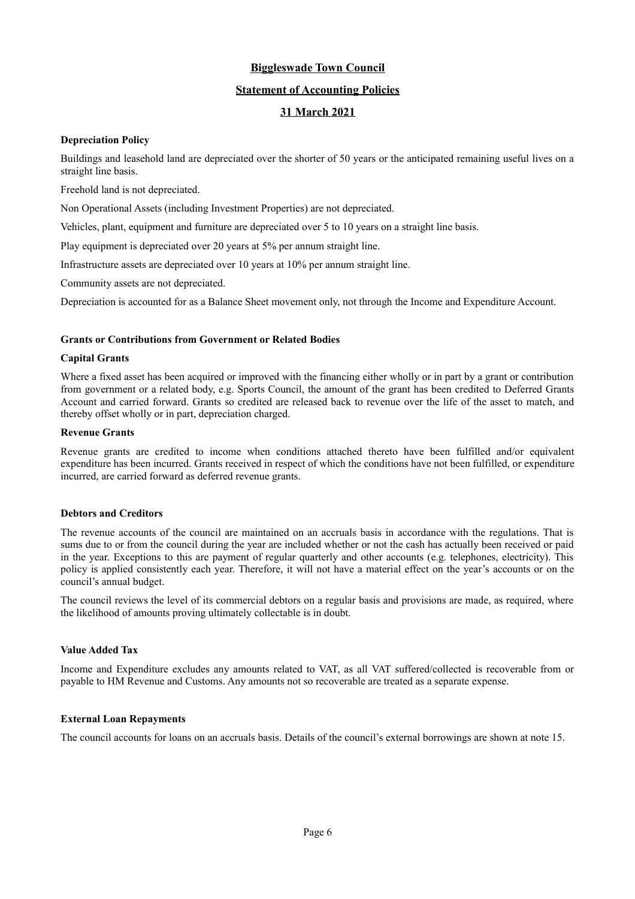# Biggleswade Town Council

## Statement of Accounting Policies

## 31 March 2021

**Depreciation Policy**

Buildings and leasehold land are depreciated over the shorter of 50 years or the anticipated remaining useful lives on a straight line basis.

Freehold land is not depreciated.

Non Operational Assets (including Investment Properties) are not depreciated.

Vehicles, plant, equipment and furniture are depreciated over 5 to 10 years on a straight line basis.

Play equipment is depreciated over 20 years at 5% per annum straight line.

Infrastructure assets are depreciated over 10 years at 10% per annum straight line.

Community assets are not depreciated.

Depreciation is accounted for as a Balance Sheet movement only, not through the Income and Expenditure Account.

**Grants or Contributions from Government or Related Bodies**

**Capital Grants**

Where a fixed asset has been acquired or improved with the financing either wholly or in part by a grant or contribution from government or a related body, e.g. Sports Council, the amount of the grant has been credited to Deferred Grants Account and carried forward. Grants so credited are released back to revenue over the life of the asset to match, and thereby offset wholly or in part, depreciation charged.

**Revenue Grants**

Revenue grants are credited to income when conditions attached thereto have been fulfilled and/or equivalent expenditure has been incurred. Grants received in respect of which the conditions have not been fulfilled, or expenditure incurred, are carried forward as deferred revenue grants.

**Debtors and Creditors**

The revenue accounts of the council are maintained on an accruals basis in accordance with the regulations. That is sums due to or from the council during the year are included whether or not the cash has actually been received or paid in the year. Exceptions to this are payment of regular quarterly and other accounts (e.g. telephones, electricity). This policy is applied consistently each year. Therefore, it will not have a material effect on the year's accounts or on the council's annual budget.

The council reviews the level of its commercial debtors on a regular basis and provisions are made, as required, where the likelihood of amounts proving ultimately collectable is in doubt.

**Value Added Tax**

Income and Expenditure excludes any amounts related to VAT, as all VAT suffered/collected is recoverable from or payable to HM Revenue and Customs. Any amounts not so recoverable are treated as a separate expense.

**External Loan Repayments**

The council accounts for loans on an accruals basis. Details of the council's external borrowings are shown at note 15.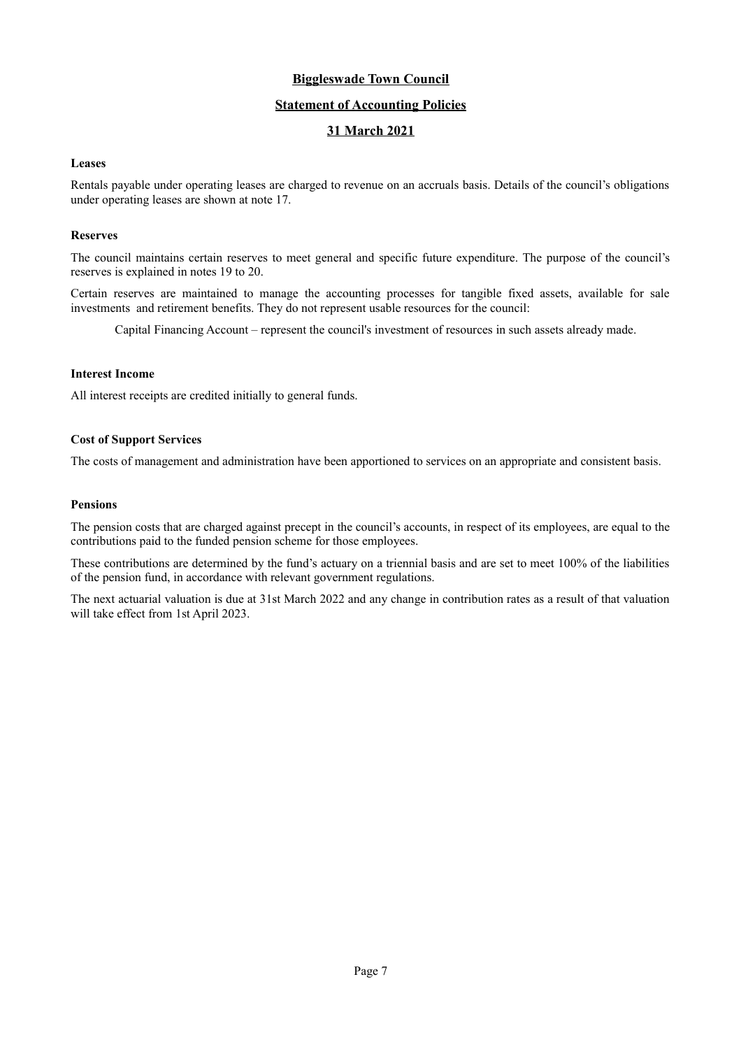**Biggleswade Town Council**

**Statement of Accounting Policies**

**31 March 2021**

**Leases**

Rentals payable under operating leases are charged to revenue on an accruals basis. Details of the council's obligations under operating leases are shown at note 17.

**Reserves**

The council maintains certain reserves to meet general and specific future expenditure. The purpose of the council's reserves is explained in notes 19 to 20.

Certain reserves are maintained to manage the accounting processes for tangible fixed assets, available for sale investments and retirement benefits. They do not represent usable resources for the council:

Capital Financing Account – represent the council's investment of resources in such assets already made.

**Interest Income**

All interest receipts are credited initially to general funds.

**Cost of Support Services**

The costs of management and administration have been apportioned to services on an appropriate and consistent basis.

**Pensions**

The pension costs that are charged against precept in the council's accounts, in respect of its employees, are equal to the contributions paid to the funded pension scheme for those employees.

These contributions are determined by the fund's actuary on a triennial basis and are set to meet 100% of the liabilities of the pension fund, in accordance with relevant government regulations.

The next actuarial valuation is due at 31st March 2022 and any change in contribution rates as a result of that valuation will take effect from 1st April 2023.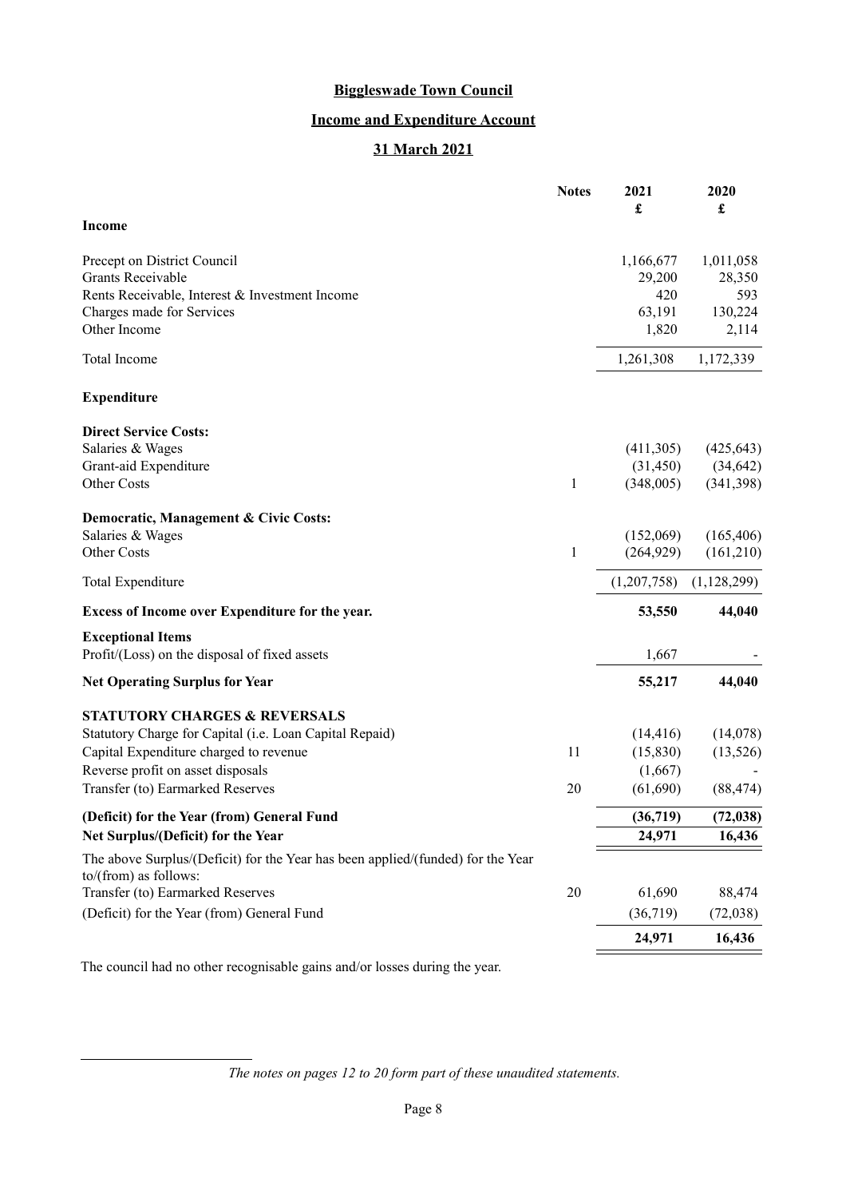**Biggleswade Town Council**

**Income and Expenditure Account**

**31 March 2021**

| | Notes | 2021 £ | 2020 £ |
|---|---|---|---|
| **Income** | | | |
| Precept on District Council | | 1,166,677 | 1,011,058 |
| Grants Receivable | | 29,200 | 28,350 |
| Rents Receivable, Interest & Investment Income | | 420 | 593 |
| Charges made for Services | | 63,191 | 130,224 |
| Other Income | | 1,820 | 2,114 |
| Total Income | | 1,261,308 | 1,172,339 |
| **Expenditure** | | | |
| **Direct Service Costs:** | | | |
| Salaries & Wages | | (411,305) | (425,643) |
| Grant-aid Expenditure | | (31,450) | (34,642) |
| Other Costs | 1 | (348,005) | (341,398) |
| **Democratic, Management & Civic Costs:** | | | |
| Salaries & Wages | | (152,069) | (165,406) |
| Other Costs | 1 | (264,929) | (161,210) |
| Total Expenditure | | (1,207,758) | (1,128,299) |
| **Excess of Income over Expenditure for the year.** | | **53,550** | **44,040** |
| **Exceptional Items** | | | |
| Profit/(Loss) on the disposal of fixed assets | | 1,667 | - |
| **Net Operating Surplus for Year** | | **55,217** | **44,040** |
| **STATUTORY CHARGES & REVERSALS** | | | |
| Statutory Charge for Capital (i.e. Loan Capital Repaid) | | (14,416) | (14,078) |
| Capital Expenditure charged to revenue | 11 | (15,830) | (13,526) |
| Reverse profit on asset disposals | | (1,667) | - |
| Transfer (to) Earmarked Reserves | 20 | (61,690) | (88,474) |
| **(Deficit) for the Year (from) General Fund** | | **(36,719)** | **(72,038)** |
| **Net Surplus/(Deficit) for the Year** | | **24,971** | **16,436** |
| The above Surplus/(Deficit) for the Year has been applied/(funded) for the Year to/(from) as follows: | | | |
| Transfer (to) Earmarked Reserves | 20 | 61,690 | 88,474 |
| (Deficit) for the Year (from) General Fund | | (36,719) | (72,038) |
| | | **24,971** | **16,436** |

The council had no other recognisable gains and/or losses during the year.

*The notes on pages 12 to 20 form part of these unaudited statements.*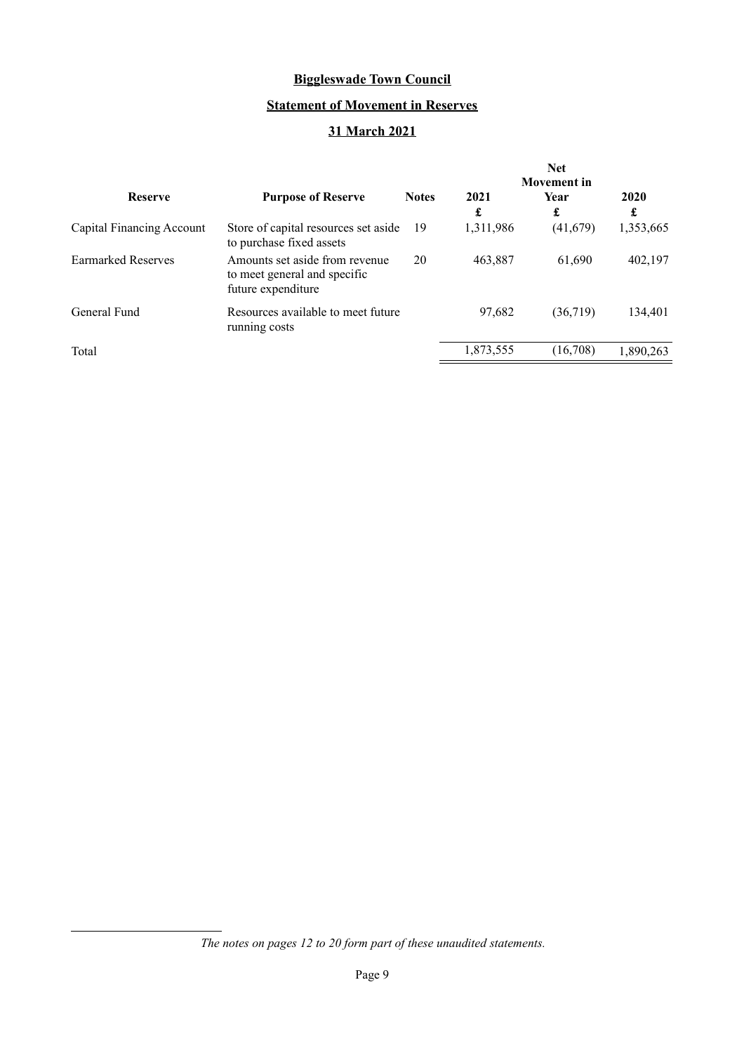# Biggleswade Town Council

## Statement of Movement in Reserves

## 31 March 2021

| Reserve | Purpose of Reserve | Notes | 2021<br>£ | Net Movement in Year<br>£ | 2020<br>£ |
|---|---|---|---|---|---|
| Capital Financing Account | Store of capital resources set aside to purchase fixed assets | 19 | 1,311,986 | (41,679) | 1,353,665 |
| Earmarked Reserves | Amounts set aside from revenue to meet general and specific future expenditure | 20 | 463,887 | 61,690 | 402,197 |
| General Fund | Resources available to meet future running costs | | 97,682 | (36,719) | 134,401 |
| Total | | | 1,873,555 | (16,708) | 1,890,263 |

*The notes on pages 12 to 20 form part of these unaudited statements.*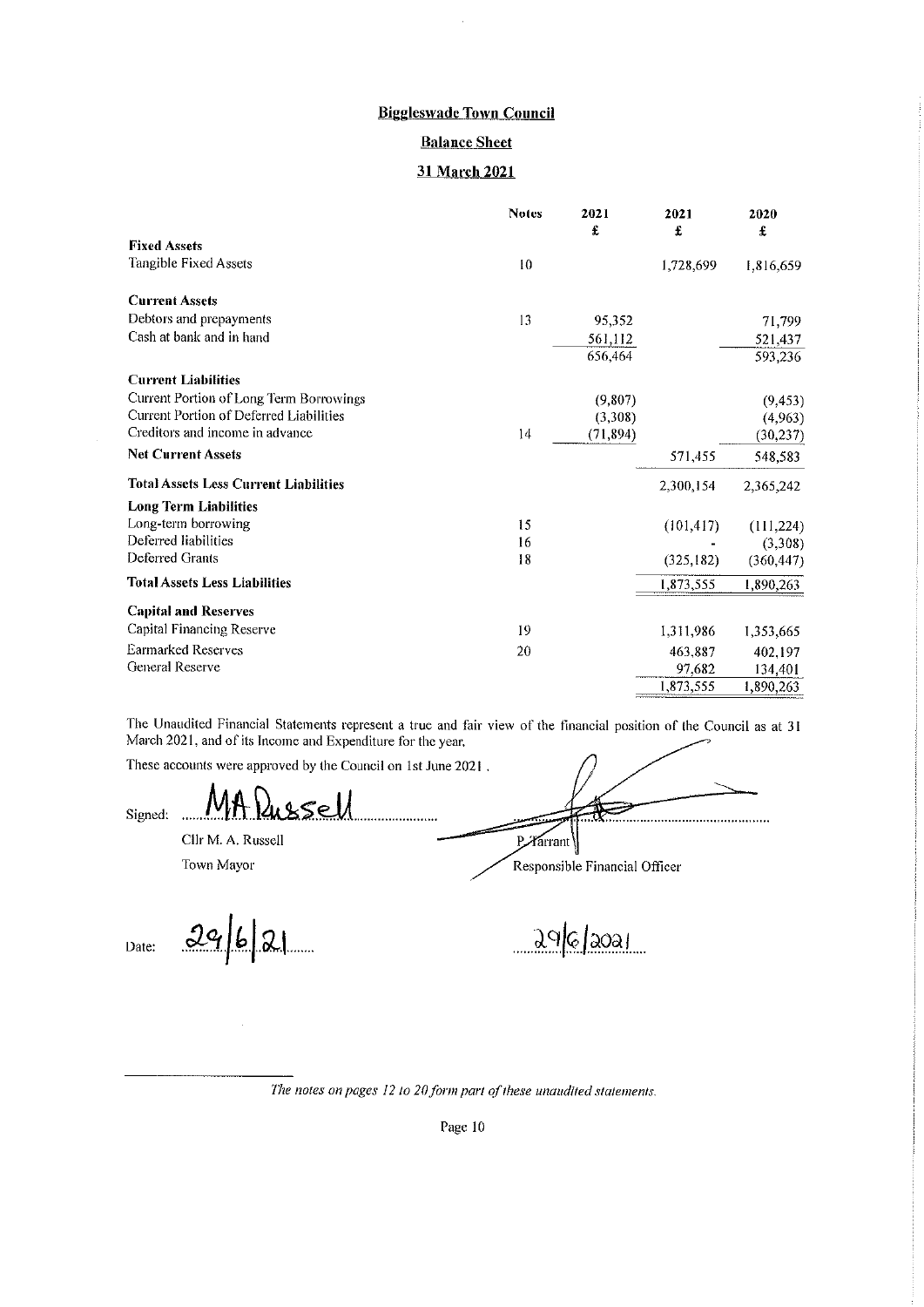# Biggleswade Town Council

## Balance Sheet

## 31 March 2021

| | Notes | 2021 £ | 2021 £ | 2020 £ |
|---|---|---|---|---|
| **Fixed Assets** | | | | |
| Tangible Fixed Assets | 10 | | 1,728,699 | 1,816,659 |
| **Current Assets** | | | | |
| Debtors and prepayments | 13 | 95,352 | | 71,799 |
| Cash at bank and in hand | | 561,112 | | 521,437 |
| | | 656,464 | | 593,236 |
| **Current Liabilities** | | | | |
| Current Portion of Long Term Borrowings | | (9,807) | | (9,453) |
| Current Portion of Deferred Liabilities | | (3,308) | | (4,963) |
| Creditors and income in advance | 14 | (71,894) | | (30,237) |
| **Net Current Assets** | | | 571,455 | 548,583 |
| **Total Assets Less Current Liabilities** | | | 2,300,154 | 2,365,242 |
| **Long Term Liabilities** | | | | |
| Long-term borrowing | 15 | | (101,417) | (111,224) |
| Deferred liabilities | 16 | | - | (3,308) |
| Deferred Grants | 18 | | (325,182) | (360,447) |
| **Total Assets Less Liabilities** | | | 1,873,555 | 1,890,263 |
| **Capital and Reserves** | | | | |
| Capital Financing Reserve | 19 | | 1,311,986 | 1,353,665 |
| Earmarked Reserves | 20 | | 463,887 | 402,197 |
| General Reserve | | | 97,682 | 134,401 |
| | | | 1,873,555 | 1,890,263 |

The Unaudited Financial Statements represent a true and fair view of the financial position of the Council as at 31 March 2021, and of its Income and Expenditure for the year.

These accounts were approved by the Council on 1st June 2021 .

Signed: MA Russell

Cllr M. A. Russell
Town Mayor

Date: 29/6/21

P Tarrant
Responsible Financial Officer

29/6/2021

*The notes on pages 12 to 20 form part of these unaudited statements.*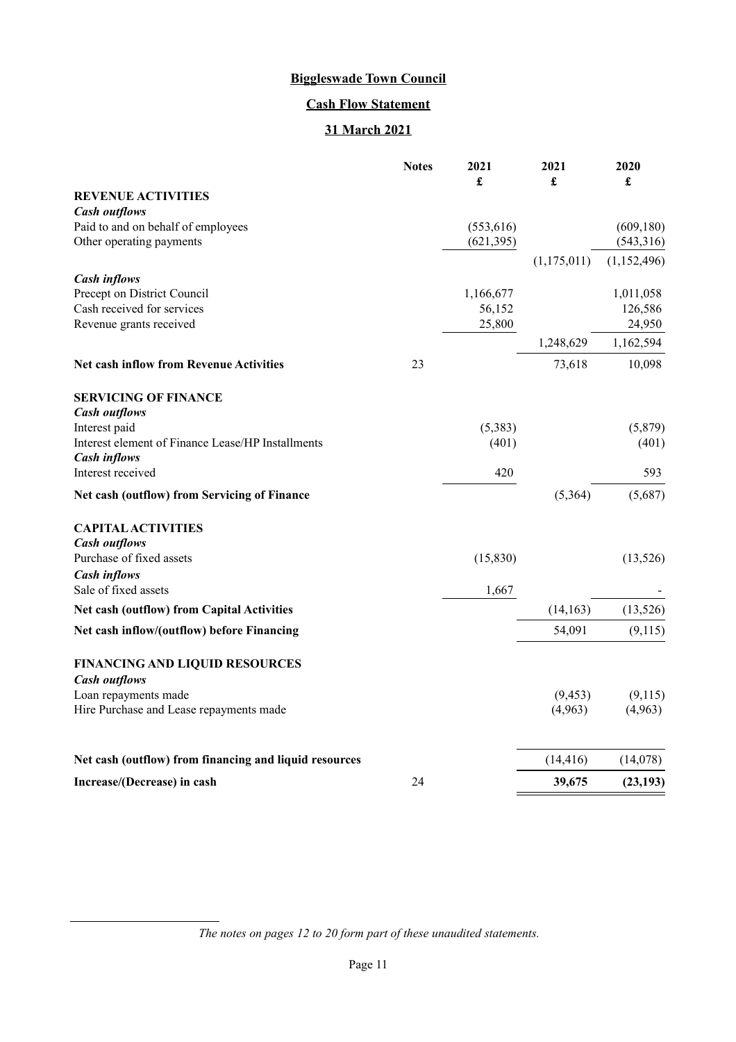# Biggleswade Town Council

## Cash Flow Statement

## 31 March 2021

| | Notes | 2021 £ | 2021 £ | 2020 £ |
|---|---|---|---|---|
| **REVENUE ACTIVITIES** | | | | |
| ***Cash outflows*** | | | | |
| Paid to and on behalf of employees | | (553,616) | | (609,180) |
| Other operating payments | | (621,395) | | (543,316) |
| | | | (1,175,011) | (1,152,496) |
| ***Cash inflows*** | | | | |
| Precept on District Council | | 1,166,677 | | 1,011,058 |
| Cash received for services | | 56,152 | | 126,586 |
| Revenue grants received | | 25,800 | | 24,950 |
| | | | 1,248,629 | 1,162,594 |
| **Net cash inflow from Revenue Activities** | 23 | | 73,618 | 10,098 |
| **SERVICING OF FINANCE** | | | | |
| ***Cash outflows*** | | | | |
| Interest paid | | (5,383) | | (5,879) |
| Interest element of Finance Lease/HP Installments | | (401) | | (401) |
| ***Cash inflows*** | | | | |
| Interest received | | 420 | | 593 |
| **Net cash (outflow) from Servicing of Finance** | | | (5,364) | (5,687) |
| **CAPITAL ACTIVITIES** | | | | |
| ***Cash outflows*** | | | | |
| Purchase of fixed assets | | (15,830) | | (13,526) |
| ***Cash inflows*** | | | | |
| Sale of fixed assets | | 1,667 | | - |
| **Net cash (outflow) from Capital Activities** | | | (14,163) | (13,526) |
| **Net cash inflow/(outflow) before Financing** | | | 54,091 | (9,115) |
| **FINANCING AND LIQUID RESOURCES** | | | | |
| ***Cash outflows*** | | | | |
| Loan repayments made | | | (9,453) | (9,115) |
| Hire Purchase and Lease repayments made | | | (4,963) | (4,963) |
| **Net cash (outflow) from financing and liquid resources** | | | (14,416) | (14,078) |
| **Increase/(Decrease) in cash** | 24 | | **39,675** | **(23,193)** |

*The notes on pages 12 to 20 form part of these unaudited statements.*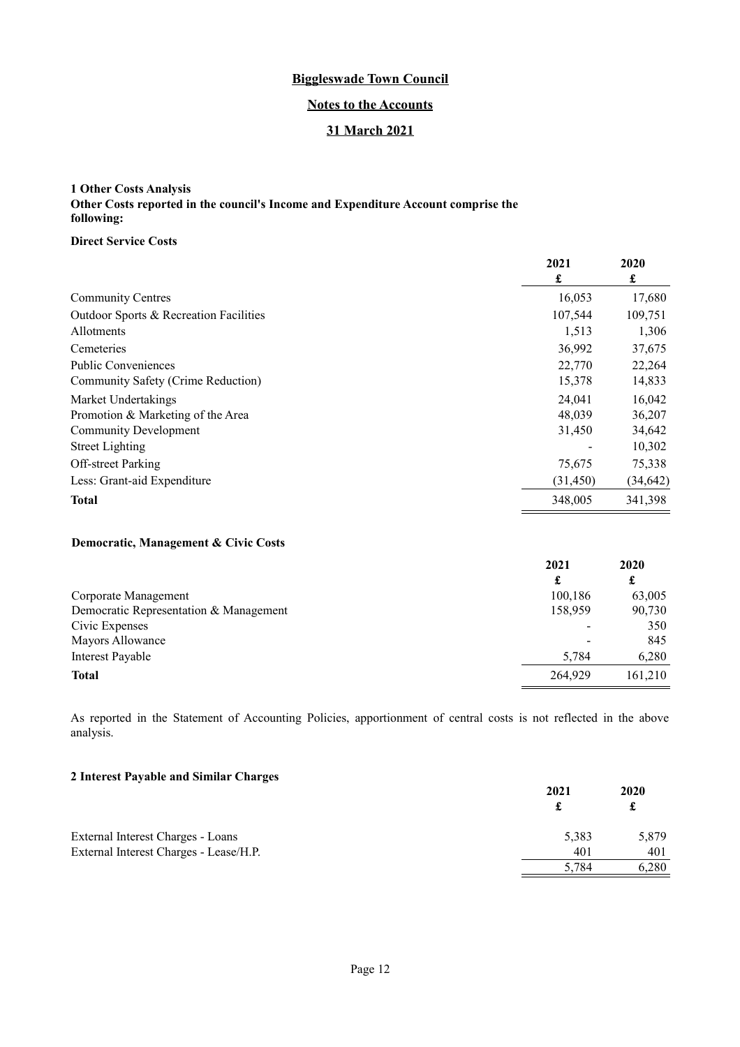# Biggleswade Town Council

## Notes to the Accounts

## 31 March 2021

### 1 Other Costs Analysis

**Other Costs reported in the council's Income and Expenditure Account comprise the following:**

**Direct Service Costs**

| | 2021 £ | 2020 £ |
|---|---|---|
| Community Centres | 16,053 | 17,680 |
| Outdoor Sports & Recreation Facilities | 107,544 | 109,751 |
| Allotments | 1,513 | 1,306 |
| Cemeteries | 36,992 | 37,675 |
| Public Conveniences | 22,770 | 22,264 |
| Community Safety (Crime Reduction) | 15,378 | 14,833 |
| Market Undertakings | 24,041 | 16,042 |
| Promotion & Marketing of the Area | 48,039 | 36,207 |
| Community Development | 31,450 | 34,642 |
| Street Lighting | - | 10,302 |
| Off-street Parking | 75,675 | 75,338 |
| Less: Grant-aid Expenditure | (31,450) | (34,642) |
| **Total** | 348,005 | 341,398 |

**Democratic, Management & Civic Costs**

| | 2021 £ | 2020 £ |
|---|---|---|
| Corporate Management | 100,186 | 63,005 |
| Democratic Representation & Management | 158,959 | 90,730 |
| Civic Expenses | - | 350 |
| Mayors Allowance | - | 845 |
| Interest Payable | 5,784 | 6,280 |
| **Total** | 264,929 | 161,210 |

As reported in the Statement of Accounting Policies, apportionment of central costs is not reflected in the above analysis.

### 2 Interest Payable and Similar Charges

| | 2021 £ | 2020 £ |
|---|---|---|
| External Interest Charges - Loans | 5,383 | 5,879 |
| External Interest Charges - Lease/H.P. | 401 | 401 |
| | 5,784 | 6,280 |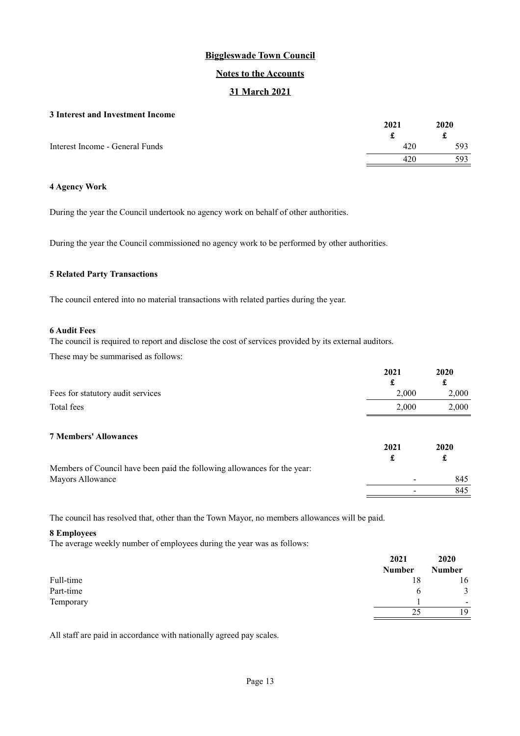**Biggleswade Town Council**

**Notes to the Accounts**

**31 March 2021**

### 3 Interest and Investment Income

| | 2021 | 2020 |
|---|---|---|
| | £ | £ |
| Interest Income - General Funds | 420 | 593 |
| | 420 | 593 |

### 4 Agency Work

During the year the Council undertook no agency work on behalf of other authorities.

During the year the Council commissioned no agency work to be performed by other authorities.

### 5 Related Party Transactions

The council entered into no material transactions with related parties during the year.

### 6 Audit Fees

The council is required to report and disclose the cost of services provided by its external auditors.

These may be summarised as follows:

| | 2021 | 2020 |
|---|---|---|
| | £ | £ |
| Fees for statutory audit services | 2,000 | 2,000 |
| Total fees | 2,000 | 2,000 |

### 7 Members' Allowances

| | 2021 | 2020 |
|---|---|---|
| | £ | £ |
| Members of Council have been paid the following allowances for the year: | | |
| Mayors Allowance | - | 845 |
| | - | 845 |

The council has resolved that, other than the Town Mayor, no members allowances will be paid.

### 8 Employees

The average weekly number of employees during the year was as follows:

| | 2021 | 2020 |
|---|---|---|
| | Number | Number |
| Full-time | 18 | 16 |
| Part-time | 6 | 3 |
| Temporary | 1 | - |
| | 25 | 19 |

All staff are paid in accordance with nationally agreed pay scales.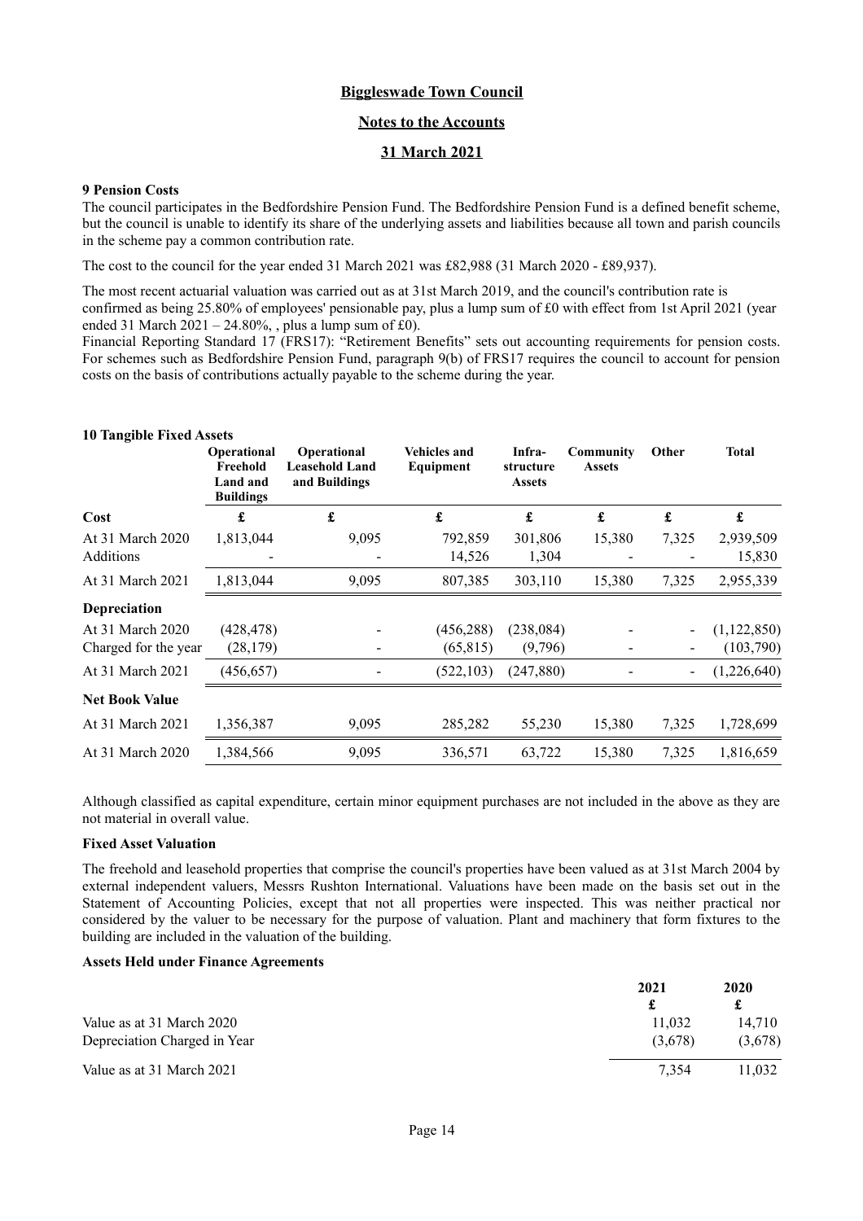**Biggleswade Town Council**

**Notes to the Accounts**

**31 March 2021**

**9 Pension Costs**

The council participates in the Bedfordshire Pension Fund. The Bedfordshire Pension Fund is a defined benefit scheme, but the council is unable to identify its share of the underlying assets and liabilities because all town and parish councils in the scheme pay a common contribution rate.

The cost to the council for the year ended 31 March 2021 was £82,988 (31 March 2020 - £89,937).

The most recent actuarial valuation was carried out as at 31st March 2019, and the council's contribution rate is confirmed as being 25.80% of employees' pensionable pay, plus a lump sum of £0 with effect from 1st April 2021 (year ended 31 March 2021 – 24.80%, , plus a lump sum of £0).

Financial Reporting Standard 17 (FRS17): "Retirement Benefits" sets out accounting requirements for pension costs. For schemes such as Bedfordshire Pension Fund, paragraph 9(b) of FRS17 requires the council to account for pension costs on the basis of contributions actually payable to the scheme during the year.

**10 Tangible Fixed Assets**

| | Operational Freehold Land and Buildings | Operational Leasehold Land and Buildings | Vehicles and Equipment | Infra-structure Assets | Community Assets | Other | Total |
|---|---|---|---|---|---|---|---|
| **Cost** | £ | £ | £ | £ | £ | £ | £ |
| At 31 March 2020 | 1,813,044 | 9,095 | 792,859 | 301,806 | 15,380 | 7,325 | 2,939,509 |
| Additions | - | - | 14,526 | 1,304 | - | - | 15,830 |
| At 31 March 2021 | 1,813,044 | 9,095 | 807,385 | 303,110 | 15,380 | 7,325 | 2,955,339 |
| **Depreciation** | | | | | | | |
| At 31 March 2020 | (428,478) | - | (456,288) | (238,084) | - | - | (1,122,850) |
| Charged for the year | (28,179) | - | (65,815) | (9,796) | - | - | (103,790) |
| At 31 March 2021 | (456,657) | - | (522,103) | (247,880) | - | - | (1,226,640) |
| **Net Book Value** | | | | | | | |
| At 31 March 2021 | 1,356,387 | 9,095 | 285,282 | 55,230 | 15,380 | 7,325 | 1,728,699 |
| At 31 March 2020 | 1,384,566 | 9,095 | 336,571 | 63,722 | 15,380 | 7,325 | 1,816,659 |

Although classified as capital expenditure, certain minor equipment purchases are not included in the above as they are not material in overall value.

**Fixed Asset Valuation**

The freehold and leasehold properties that comprise the council's properties have been valued as at 31st March 2004 by external independent valuers, Messrs Rushton International. Valuations have been made on the basis set out in the Statement of Accounting Policies, except that not all properties were inspected. This was neither practical nor considered by the valuer to be necessary for the purpose of valuation. Plant and machinery that form fixtures to the building are included in the valuation of the building.

**Assets Held under Finance Agreements**

| | 2021 | 2020 |
|---|---|---|
| | £ | £ |
| Value as at 31 March 2020 | 11,032 | 14,710 |
| Depreciation Charged in Year | (3,678) | (3,678) |
| Value as at 31 March 2021 | 7,354 | 11,032 |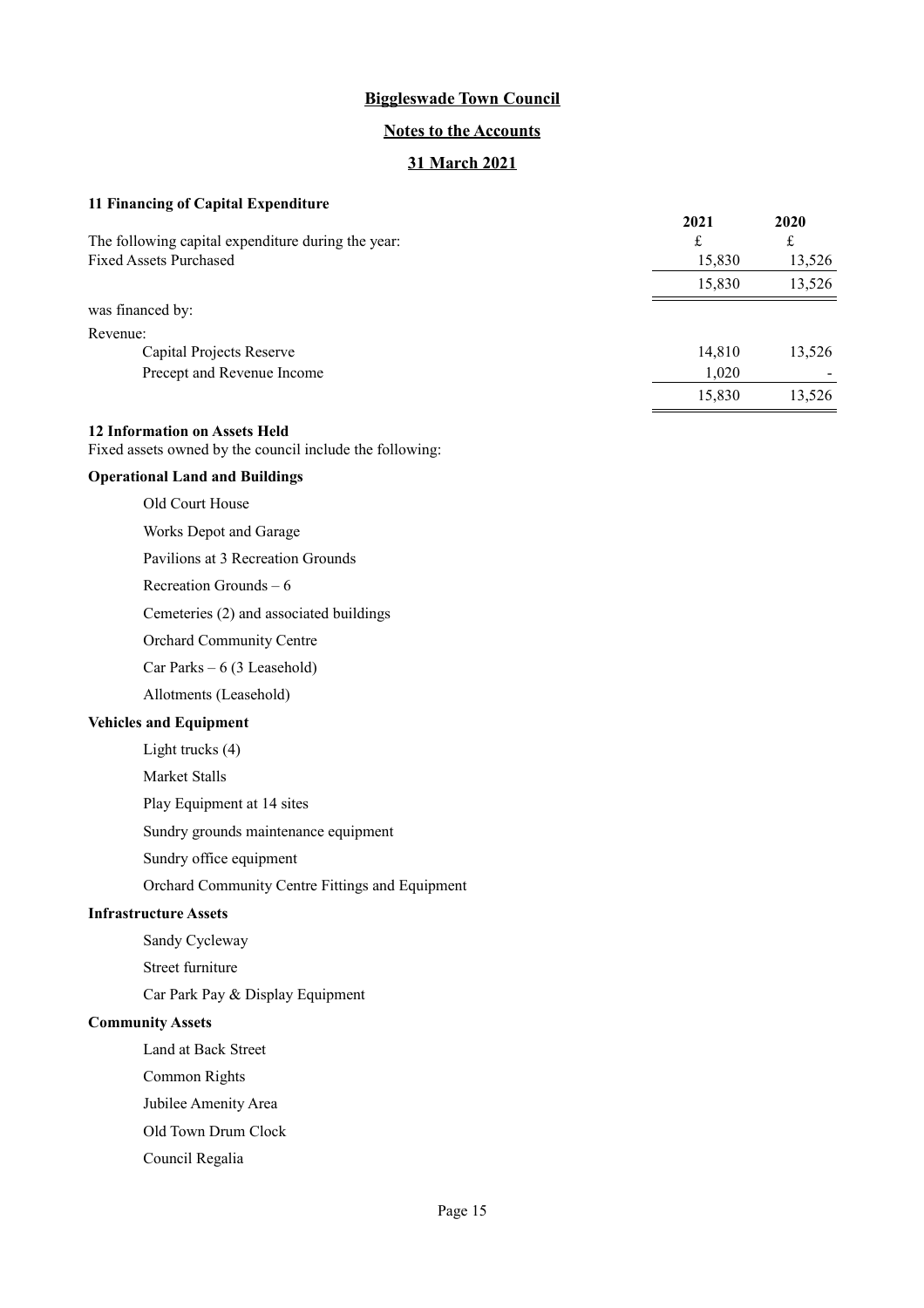# Biggleswade Town Council

## Notes to the Accounts

## 31 March 2021

### 11 Financing of Capital Expenditure

| | 2021 | 2020 |
|---|---|---|
| The following capital expenditure during the year: | £ | £ |
| Fixed Assets Purchased | 15,830 | 13,526 |
| | 15,830 | 13,526 |
| was financed by: | | |
| Revenue: | | |
| Capital Projects Reserve | 14,810 | 13,526 |
| Precept and Revenue Income | 1,020 | - |
| | 15,830 | 13,526 |

### 12 Information on Assets Held

Fixed assets owned by the council include the following:

**Operational Land and Buildings**

- Old Court House
- Works Depot and Garage
- Pavilions at 3 Recreation Grounds
- Recreation Grounds – 6
- Cemeteries (2) and associated buildings
- Orchard Community Centre
- Car Parks – 6 (3 Leasehold)
- Allotments (Leasehold)

**Vehicles and Equipment**

- Light trucks (4)
- Market Stalls
- Play Equipment at 14 sites
- Sundry grounds maintenance equipment
- Sundry office equipment
- Orchard Community Centre Fittings and Equipment

**Infrastructure Assets**

- Sandy Cycleway
- Street furniture
- Car Park Pay & Display Equipment

**Community Assets**

- Land at Back Street
- Common Rights
- Jubilee Amenity Area
- Old Town Drum Clock
- Council Regalia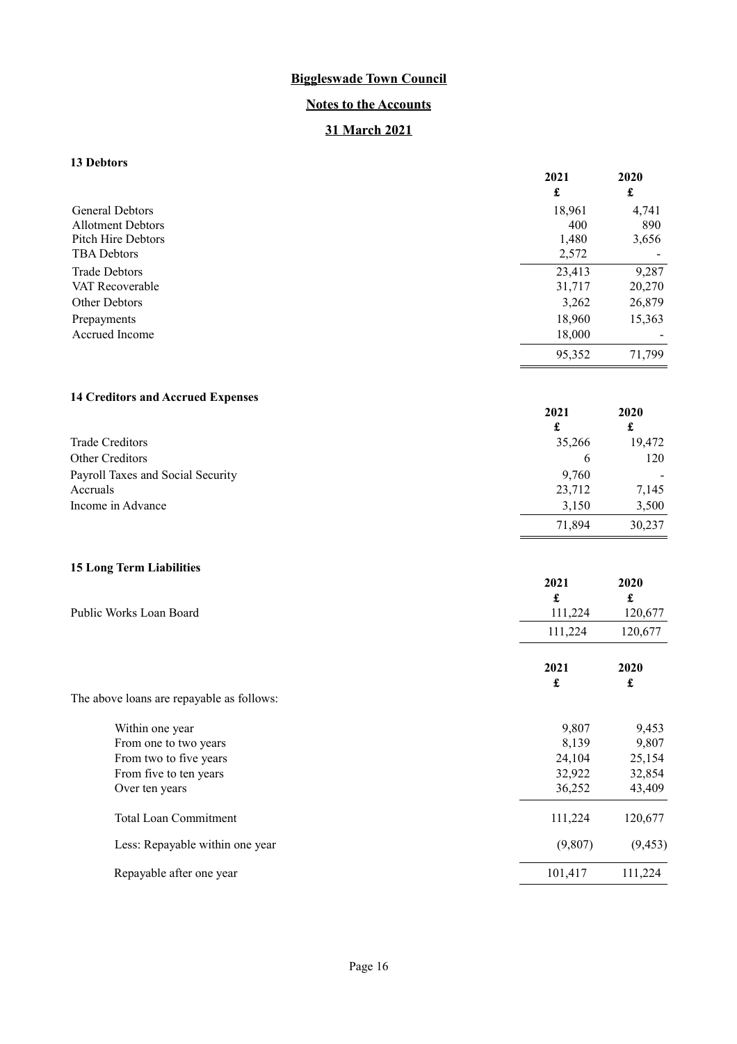# Biggleswade Town Council

## Notes to the Accounts

## 31 March 2021

### 13 Debtors

| | 2021 £ | 2020 £ |
|---|---|---|
| General Debtors | 18,961 | 4,741 |
| Allotment Debtors | 400 | 890 |
| Pitch Hire Debtors | 1,480 | 3,656 |
| TBA Debtors | 2,572 | - |
| Trade Debtors | 23,413 | 9,287 |
| VAT Recoverable | 31,717 | 20,270 |
| Other Debtors | 3,262 | 26,879 |
| Prepayments | 18,960 | 15,363 |
| Accrued Income | 18,000 | - |
| | 95,352 | 71,799 |

### 14 Creditors and Accrued Expenses

| | 2021 £ | 2020 £ |
|---|---|---|
| Trade Creditors | 35,266 | 19,472 |
| Other Creditors | 6 | 120 |
| Payroll Taxes and Social Security | 9,760 | - |
| Accruals | 23,712 | 7,145 |
| Income in Advance | 3,150 | 3,500 |
| | 71,894 | 30,237 |

### 15 Long Term Liabilities

| | 2021 £ | 2020 £ |
|---|---|---|
| Public Works Loan Board | 111,224 | 120,677 |
| | 111,224 | 120,677 |

The above loans are repayable as follows:

| | 2021 £ | 2020 £ |
|---|---|---|
| Within one year | 9,807 | 9,453 |
| From one to two years | 8,139 | 9,807 |
| From two to five years | 24,104 | 25,154 |
| From five to ten years | 32,922 | 32,854 |
| Over ten years | 36,252 | 43,409 |
| Total Loan Commitment | 111,224 | 120,677 |
| Less: Repayable within one year | (9,807) | (9,453) |
| Repayable after one year | 101,417 | 111,224 |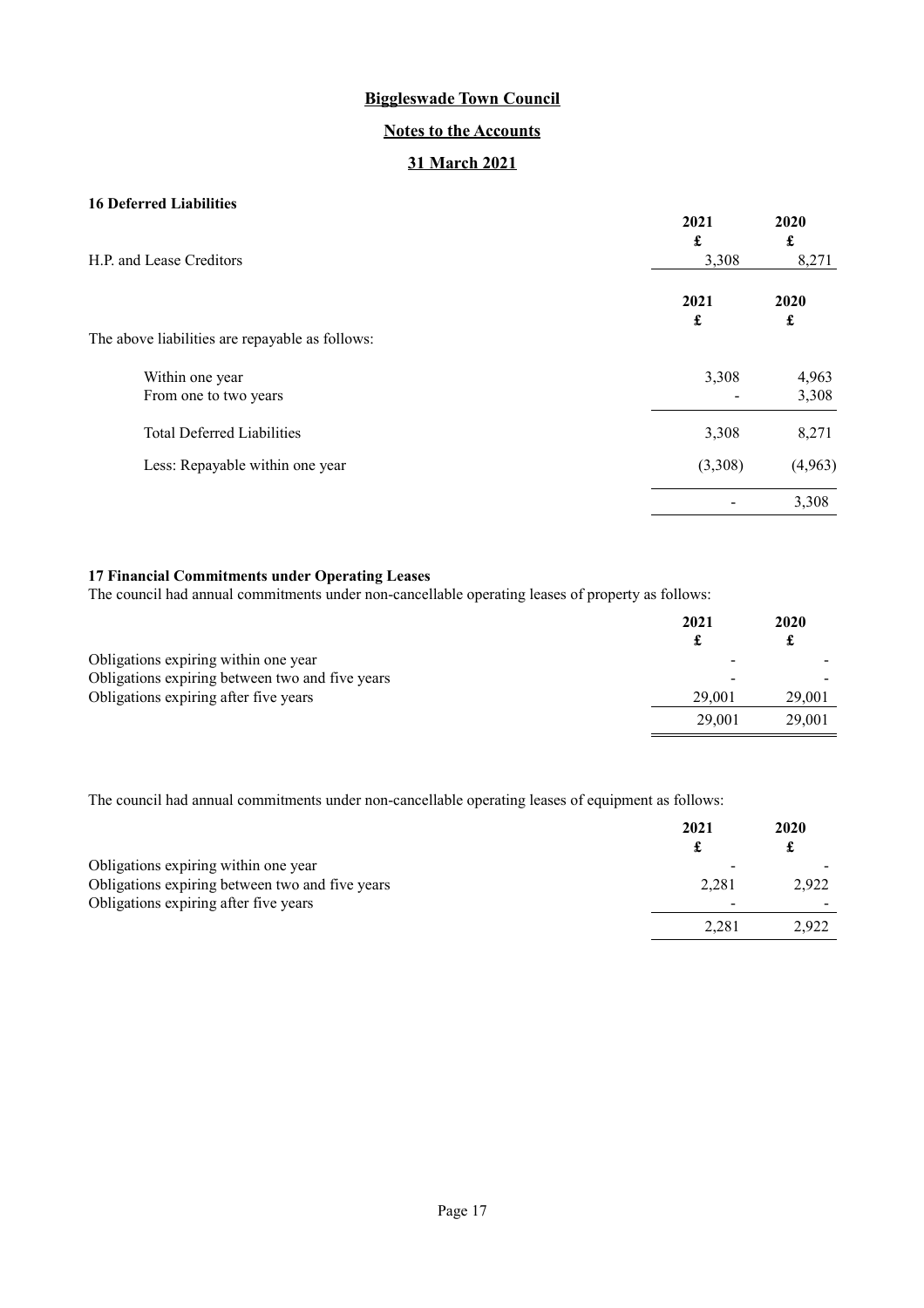# Biggleswade Town Council

## Notes to the Accounts

## 31 March 2021

### 16 Deferred Liabilities

| | 2021 | 2020 |
|---|---|---|
| | £ | £ |
| H.P. and Lease Creditors | 3,308 | 8,271 |

| | 2021 | 2020 |
|---|---|---|
| | £ | £ |
| The above liabilities are repayable as follows: | | |
| Within one year | 3,308 | 4,963 |
| From one to two years | - | 3,308 |
| Total Deferred Liabilities | 3,308 | 8,271 |
| Less: Repayable within one year | (3,308) | (4,963) |
| | - | 3,308 |

### 17 Financial Commitments under Operating Leases

The council had annual commitments under non-cancellable operating leases of property as follows:

| | 2021 | 2020 |
|---|---|---|
| | £ | £ |
| Obligations expiring within one year | - | - |
| Obligations expiring between two and five years | - | - |
| Obligations expiring after five years | 29,001 | 29,001 |
| | 29,001 | 29,001 |

The council had annual commitments under non-cancellable operating leases of equipment as follows:

| | 2021 | 2020 |
|---|---|---|
| | £ | £ |
| Obligations expiring within one year | - | - |
| Obligations expiring between two and five years | 2,281 | 2,922 |
| Obligations expiring after five years | - | - |
| | 2,281 | 2,922 |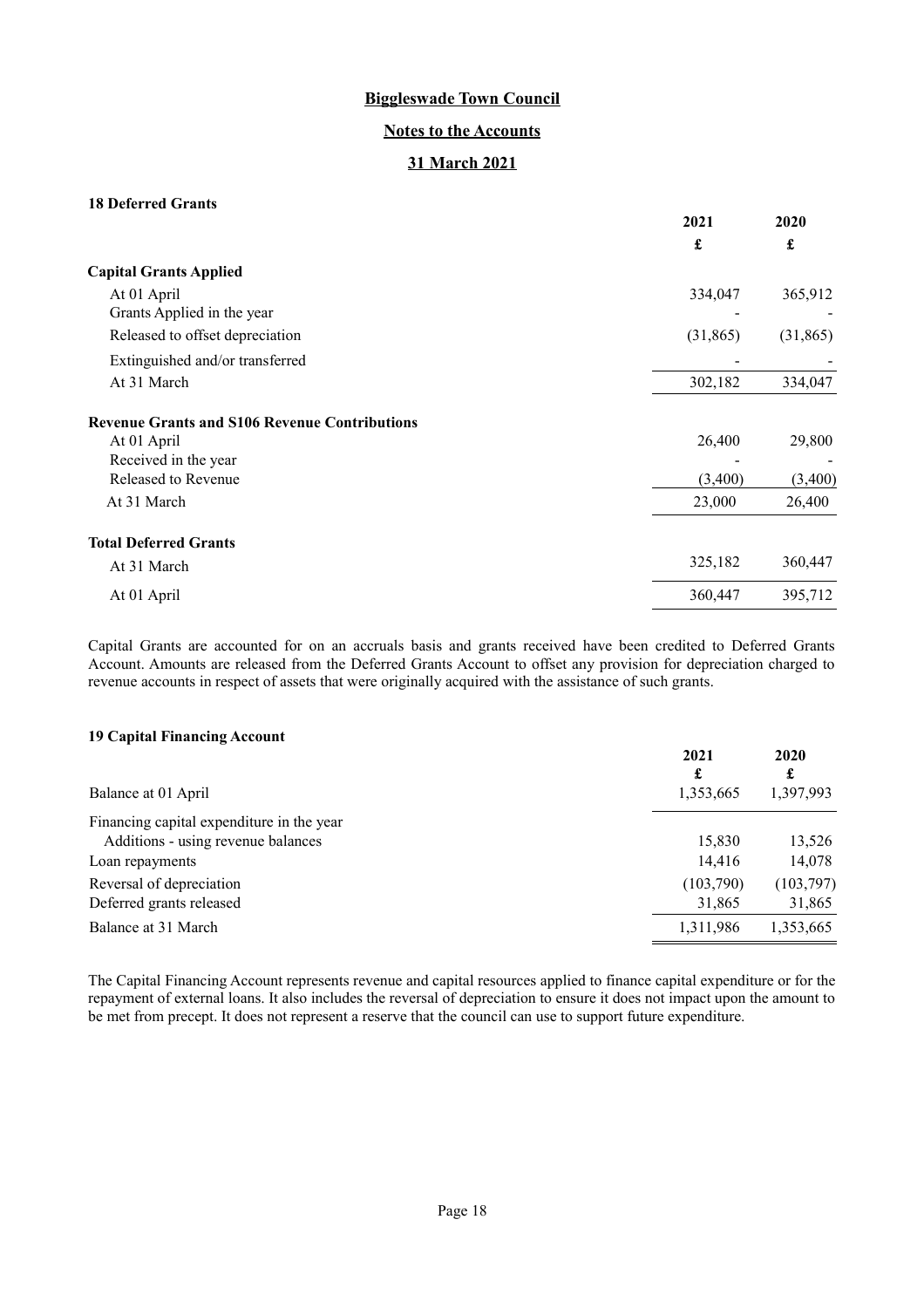# Biggleswade Town Council

## Notes to the Accounts

## 31 March 2021

### 18 Deferred Grants

| | 2021 | 2020 |
|---|---|---|
| | £ | £ |
| **Capital Grants Applied** | | |
| At 01 April | 334,047 | 365,912 |
| Grants Applied in the year | - | - |
| Released to offset depreciation | (31,865) | (31,865) |
| Extinguished and/or transferred | - | - |
| At 31 March | 302,182 | 334,047 |
| **Revenue Grants and S106 Revenue Contributions** | | |
| At 01 April | 26,400 | 29,800 |
| Received in the year | - | - |
| Released to Revenue | (3,400) | (3,400) |
| At 31 March | 23,000 | 26,400 |
| **Total Deferred Grants** | | |
| At 31 March | 325,182 | 360,447 |
| At 01 April | 360,447 | 395,712 |

Capital Grants are accounted for on an accruals basis and grants received have been credited to Deferred Grants Account. Amounts are released from the Deferred Grants Account to offset any provision for depreciation charged to revenue accounts in respect of assets that were originally acquired with the assistance of such grants.

### 19 Capital Financing Account

| | 2021 | 2020 |
|---|---|---|
| | £ | £ |
| Balance at 01 April | 1,353,665 | 1,397,993 |
| Financing capital expenditure in the year | | |
| Additions - using revenue balances | 15,830 | 13,526 |
| Loan repayments | 14,416 | 14,078 |
| Reversal of depreciation | (103,790) | (103,797) |
| Deferred grants released | 31,865 | 31,865 |
| Balance at 31 March | 1,311,986 | 1,353,665 |

The Capital Financing Account represents revenue and capital resources applied to finance capital expenditure or for the repayment of external loans. It also includes the reversal of depreciation to ensure it does not impact upon the amount to be met from precept. It does not represent a reserve that the council can use to support future expenditure.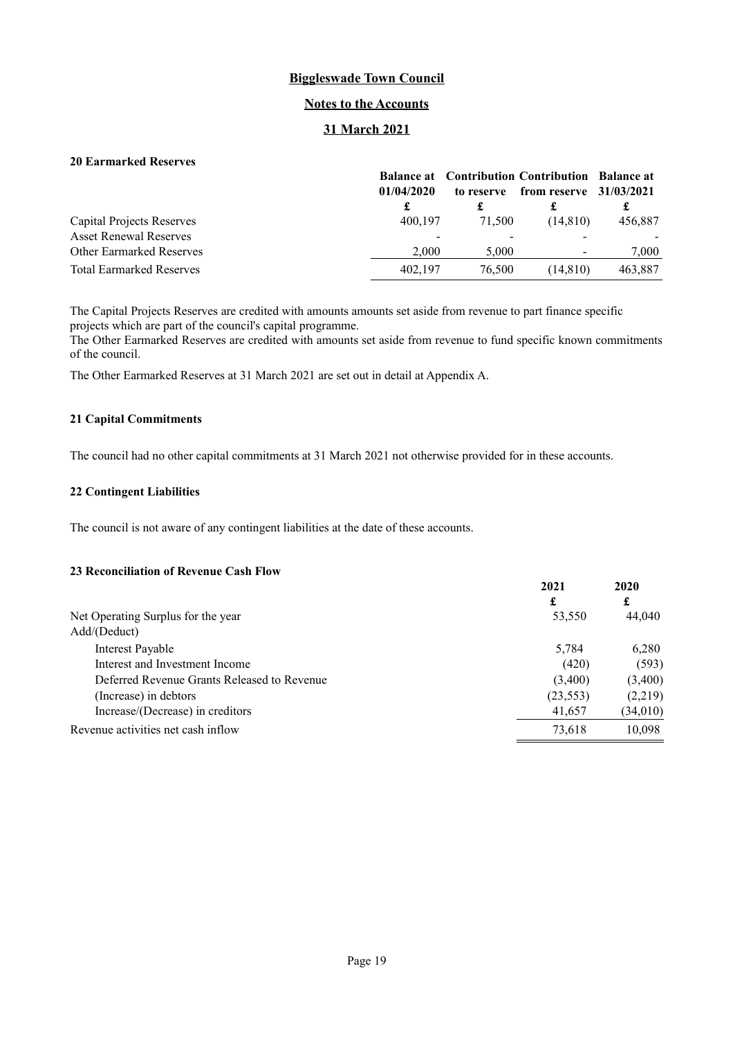# Biggleswade Town Council

## Notes to the Accounts

## 31 March 2021

### 20 Earmarked Reserves

| | Balance at 01/04/2020 | Contribution to reserve | Contribution from reserve | Balance at 31/03/2021 |
|---|---|---|---|---|
| | £ | £ | £ | £ |
| Capital Projects Reserves | 400,197 | 71,500 | (14,810) | 456,887 |
| Asset Renewal Reserves | - | - | - | - |
| Other Earmarked Reserves | 2,000 | 5,000 | - | 7,000 |
| Total Earmarked Reserves | 402,197 | 76,500 | (14,810) | 463,887 |

The Capital Projects Reserves are credited with amounts amounts set aside from revenue to part finance specific projects which are part of the council's capital programme.
The Other Earmarked Reserves are credited with amounts set aside from revenue to fund specific known commitments of the council.

The Other Earmarked Reserves at 31 March 2021 are set out in detail at Appendix A.

### 21 Capital Commitments

The council had no other capital commitments at 31 March 2021 not otherwise provided for in these accounts.

### 22 Contingent Liabilities

The council is not aware of any contingent liabilities at the date of these accounts.

### 23 Reconciliation of Revenue Cash Flow

| | 2021 | 2020 |
|---|---|---|
| | £ | £ |
| Net Operating Surplus for the year | 53,550 | 44,040 |
| Add/(Deduct) | | |
| Interest Payable | 5,784 | 6,280 |
| Interest and Investment Income | (420) | (593) |
| Deferred Revenue Grants Released to Revenue | (3,400) | (3,400) |
| (Increase) in debtors | (23,553) | (2,219) |
| Increase/(Decrease) in creditors | 41,657 | (34,010) |
| Revenue activities net cash inflow | 73,618 | 10,098 |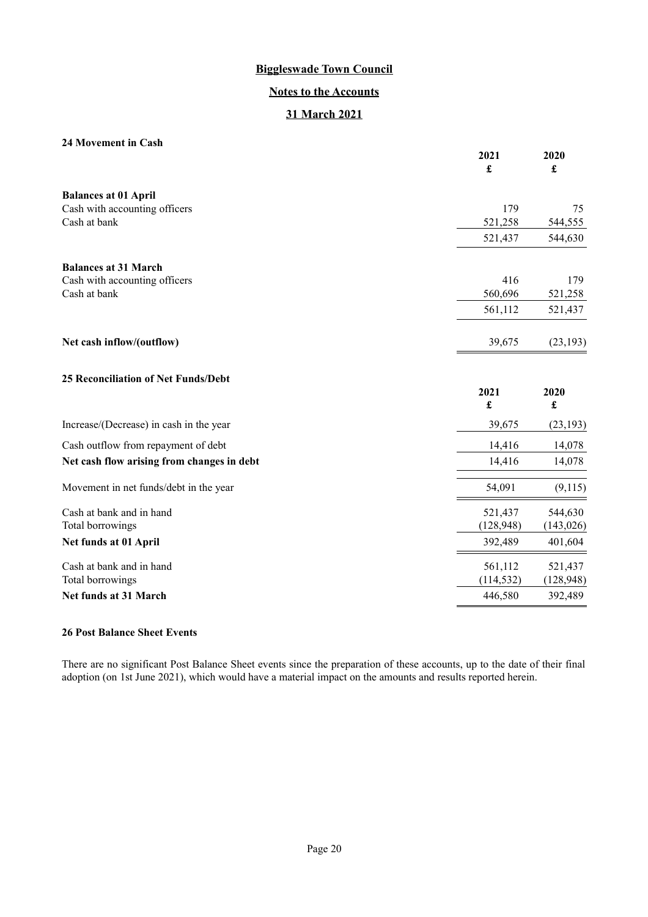# Biggleswade Town Council

## Notes to the Accounts

## 31 March 2021

### 24 Movement in Cash

| | 2021 £ | 2020 £ |
|---|---|---|
| **Balances at 01 April** | | |
| Cash with accounting officers | 179 | 75 |
| Cash at bank | 521,258 | 544,555 |
| | 521,437 | 544,630 |
| **Balances at 31 March** | | |
| Cash with accounting officers | 416 | 179 |
| Cash at bank | 560,696 | 521,258 |
| | 561,112 | 521,437 |
| **Net cash inflow/(outflow)** | 39,675 | (23,193) |

### 25 Reconciliation of Net Funds/Debt

| | 2021 £ | 2020 £ |
|---|---|---|
| Increase/(Decrease) in cash in the year | 39,675 | (23,193) |
| Cash outflow from repayment of debt | 14,416 | 14,078 |
| **Net cash flow arising from changes in debt** | 14,416 | 14,078 |
| Movement in net funds/debt in the year | 54,091 | (9,115) |
| Cash at bank and in hand | 521,437 | 544,630 |
| Total borrowings | (128,948) | (143,026) |
| **Net funds at 01 April** | 392,489 | 401,604 |
| Cash at bank and in hand | 561,112 | 521,437 |
| Total borrowings | (114,532) | (128,948) |
| **Net funds at 31 March** | 446,580 | 392,489 |

### 26 Post Balance Sheet Events

There are no significant Post Balance Sheet events since the preparation of these accounts, up to the date of their final adoption (on 1st June 2021), which would have a material impact on the amounts and results reported herein.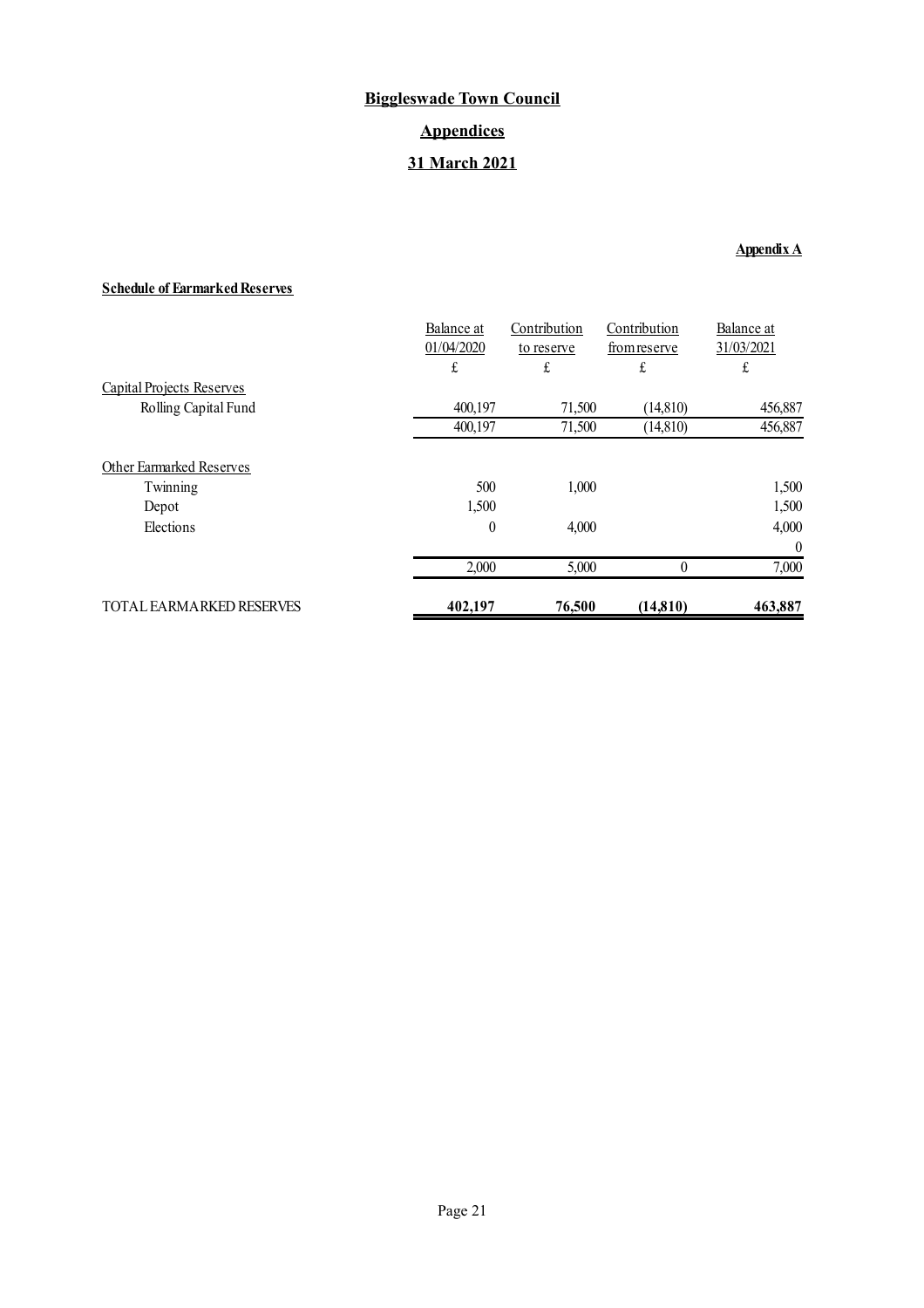# Biggleswade Town Council

## Appendices

## 31 March 2021

**Appendix A**

**Schedule of Earmarked Reserves**

| | Balance at 01/04/2020 | Contribution to reserve | Contribution from reserve | Balance at 31/03/2021 |
|---|---|---|---|---|
| | £ | £ | £ | £ |
| Capital Projects Reserves | | | | |
| Rolling Capital Fund | 400,197 | 71,500 | (14,810) | 456,887 |
| | 400,197 | 71,500 | (14,810) | 456,887 |
| Other Earmarked Reserves | | | | |
| Twinning | 500 | 1,000 | | 1,500 |
| Depot | 1,500 | | | 1,500 |
| Elections | 0 | 4,000 | | 4,000 |
| | | | | 0 |
| | 2,000 | 5,000 | 0 | 7,000 |
| TOTAL EARMARKED RESERVES | **402,197** | **76,500** | **(14,810)** | **463,887** |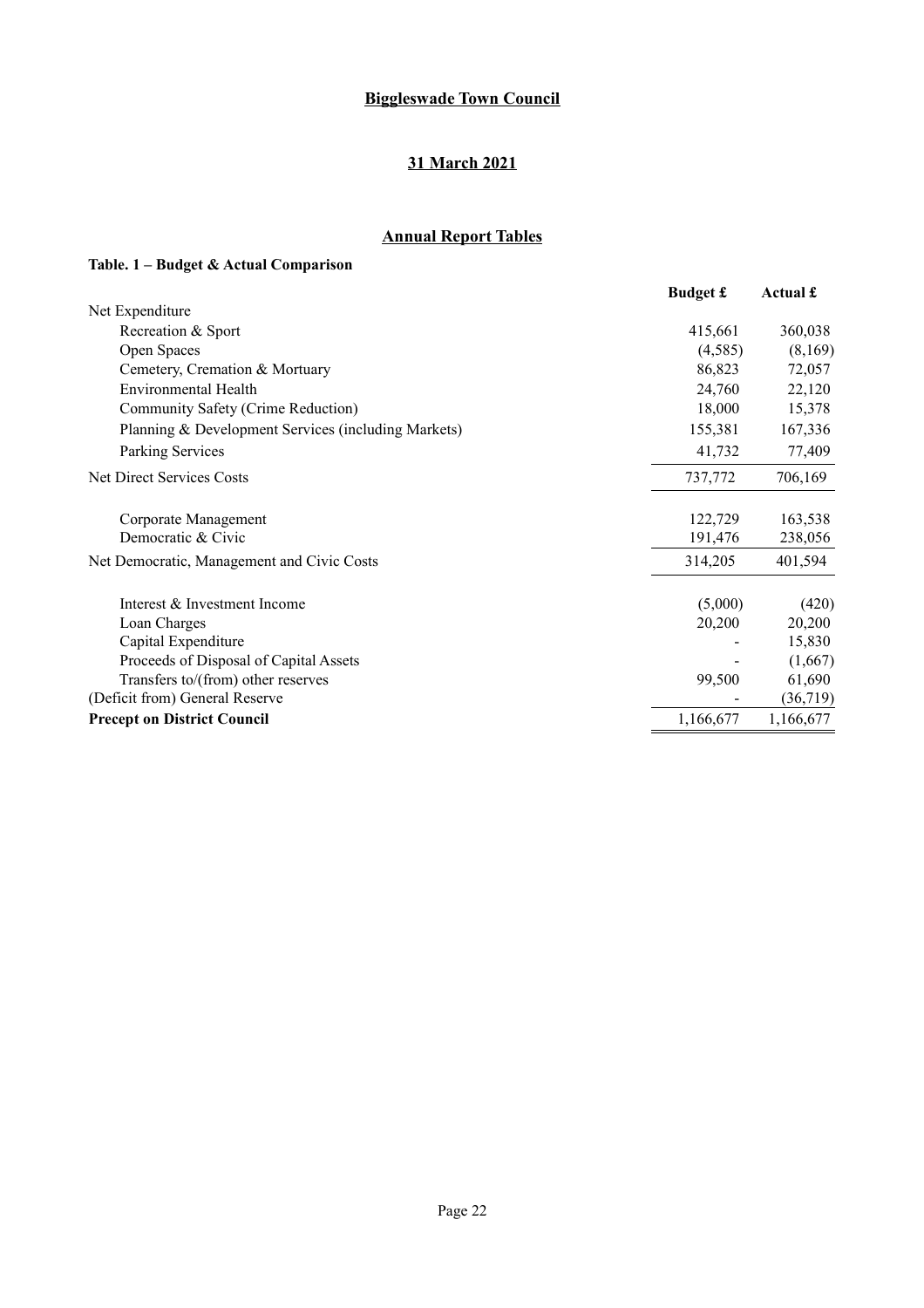**Biggleswade Town Council**

**31 March 2021**

## Annual Report Tables

### Table. 1 – Budget & Actual Comparison

| | Budget £ | Actual £ |
|---|---|---|
| Net Expenditure | | |
| Recreation & Sport | 415,661 | 360,038 |
| Open Spaces | (4,585) | (8,169) |
| Cemetery, Cremation & Mortuary | 86,823 | 72,057 |
| Environmental Health | 24,760 | 22,120 |
| Community Safety (Crime Reduction) | 18,000 | 15,378 |
| Planning & Development Services (including Markets) | 155,381 | 167,336 |
| Parking Services | 41,732 | 77,409 |
| Net Direct Services Costs | 737,772 | 706,169 |
| Corporate Management | 122,729 | 163,538 |
| Democratic & Civic | 191,476 | 238,056 |
| Net Democratic, Management and Civic Costs | 314,205 | 401,594 |
| Interest & Investment Income | (5,000) | (420) |
| Loan Charges | 20,200 | 20,200 |
| Capital Expenditure | - | 15,830 |
| Proceeds of Disposal of Capital Assets | - | (1,667) |
| Transfers to/(from) other reserves | 99,500 | 61,690 |
| (Deficit from) General Reserve | - | (36,719) |
| **Precept on District Council** | 1,166,677 | 1,166,677 |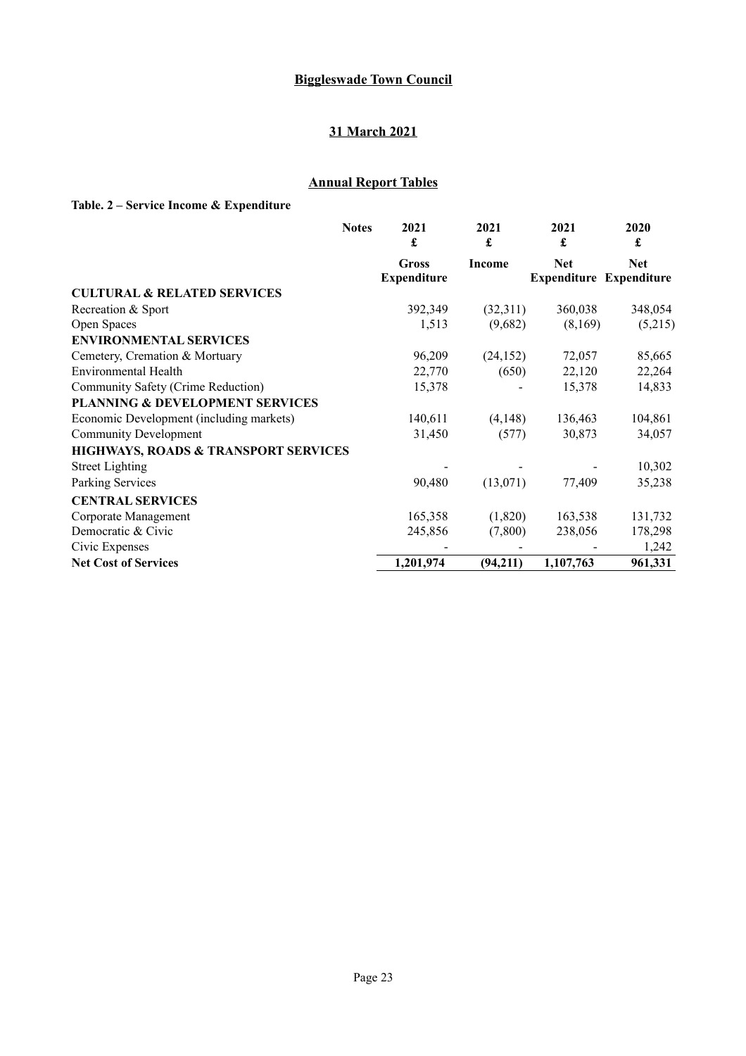**Biggleswade Town Council**

**31 March 2021**

**Annual Report Tables**

**Table. 2 – Service Income & Expenditure**

| | Notes | 2021 £ Gross Expenditure | 2021 £ Income | 2021 £ Net Expenditure | 2020 £ Net Expenditure |
|---|---|---|---|---|---|
| **CULTURAL & RELATED SERVICES** | | | | | |
| Recreation & Sport | | 392,349 | (32,311) | 360,038 | 348,054 |
| Open Spaces | | 1,513 | (9,682) | (8,169) | (5,215) |
| **ENVIRONMENTAL SERVICES** | | | | | |
| Cemetery, Cremation & Mortuary | | 96,209 | (24,152) | 72,057 | 85,665 |
| Environmental Health | | 22,770 | (650) | 22,120 | 22,264 |
| Community Safety (Crime Reduction) | | 15,378 | - | 15,378 | 14,833 |
| **PLANNING & DEVELOPMENT SERVICES** | | | | | |
| Economic Development (including markets) | | 140,611 | (4,148) | 136,463 | 104,861 |
| Community Development | | 31,450 | (577) | 30,873 | 34,057 |
| **HIGHWAYS, ROADS & TRANSPORT SERVICES** | | | | | |
| Street Lighting | | - | - | - | 10,302 |
| Parking Services | | 90,480 | (13,071) | 77,409 | 35,238 |
| **CENTRAL SERVICES** | | | | | |
| Corporate Management | | 165,358 | (1,820) | 163,538 | 131,732 |
| Democratic & Civic | | 245,856 | (7,800) | 238,056 | 178,298 |
| Civic Expenses | | - | - | - | 1,242 |
| **Net Cost of Services** | | **1,201,974** | **(94,211)** | **1,107,763** | **961,331** |